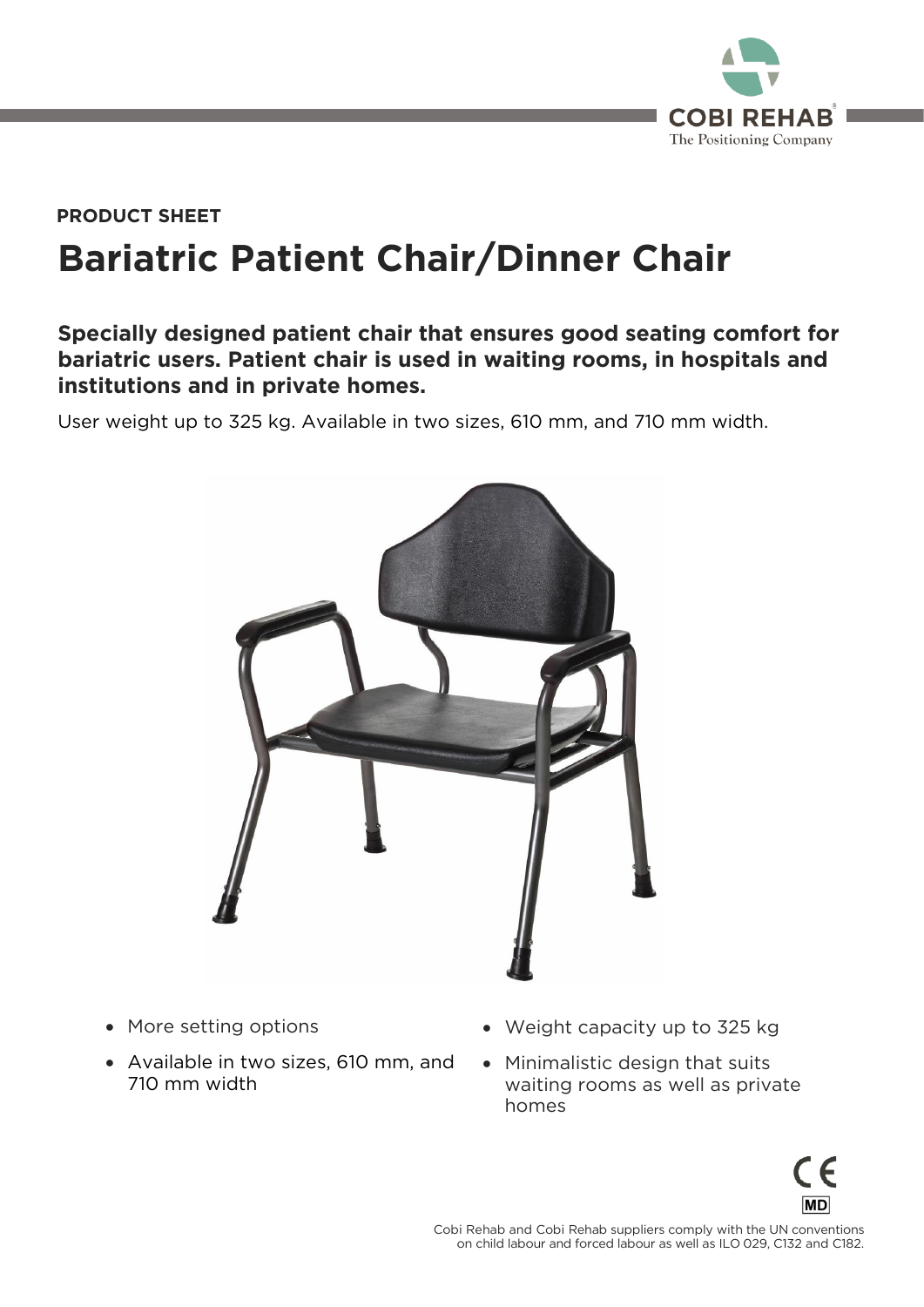PRODUCT SHEET

# Bariatric Patient Chair/Dinner Chair

**Specially designed patient chair that ensures good seating comfort for bariatric users. Patient chair is used in waiting rooms, in hospitals and institutions and in private homes.**

User weight up to 325 kg. Available in two sizes, 610 mm, and 710 mm width.

- More setting options
- Available in two sizes, 610 mm, and 710 mm width
- Weight capacity up to 325 kg
- Minimalistic design that suits waiting rooms as well as private homes

Cobi Rehab and Cobi Rehab suppliers comply with the UN conventions on child labour and forced labour as well as ILO 029, C132 and C182.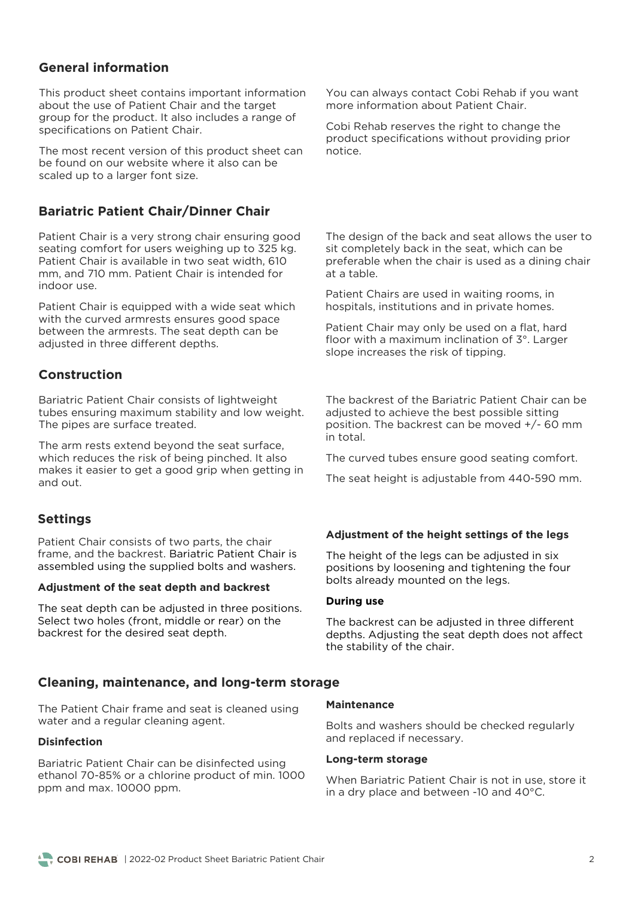## General information

This product sheet contains important information about the use of Patient Chair and the target group for the product. It also includes a range of specifications on Patient Chair.

The most recent version of this product sheet can be found on our website where it also can be scaled up to a larger font size.

You can always contact Cobi Rehab if you want more information about Patient Chair.

Cobi Rehab reserves the right to change the product specifications without providing prior notice.

## Bariatric Patient Chair/Dinner Chair

Patient Chair is a very strong chair ensuring good seating comfort for users weighing up to 325 kg. Patient Chair is available in two seat width, 610 mm, and 710 mm. Patient Chair is intended for indoor use.

Patient Chair is equipped with a wide seat which with the curved armrests ensures good space between the armrests. The seat depth can be adjusted in three different depths.

The design of the back and seat allows the user to sit completely back in the seat, which can be preferable when the chair is used as a dining chair at a table.

Patient Chairs are used in waiting rooms, in hospitals, institutions and in private homes.

Patient Chair may only be used on a flat, hard floor with a maximum inclination of 3°. Larger slope increases the risk of tipping.

## Construction

Bariatric Patient Chair consists of lightweight tubes ensuring maximum stability and low weight. The pipes are surface treated.

The arm rests extend beyond the seat surface, which reduces the risk of being pinched. It also makes it easier to get a good grip when getting in and out.

The backrest of the Bariatric Patient Chair can be adjusted to achieve the best possible sitting position. The backrest can be moved +/- 60 mm in total.

The curved tubes ensure good seating comfort.

The seat height is adjustable from 440-590 mm.

## Settings

Patient Chair consists of two parts, the chair frame, and the backrest. Bariatric Patient Chair is assembled using the supplied bolts and washers.

**Adjustment of the seat depth and backrest**

The seat depth can be adjusted in three positions. Select two holes (front, middle or rear) on the backrest for the desired seat depth.

**Adjustment of the height settings of the legs**

The height of the legs can be adjusted in six positions by loosening and tightening the four bolts already mounted on the legs.

**During use**

The backrest can be adjusted in three different depths. Adjusting the seat depth does not affect the stability of the chair.

## Cleaning, maintenance, and long-term storage

The Patient Chair frame and seat is cleaned using water and a regular cleaning agent.

**Disinfection**

Bariatric Patient Chair can be disinfected using ethanol 70-85% or a chlorine product of min. 1000 ppm and max. 10000 ppm.

**Maintenance**

Bolts and washers should be checked regularly and replaced if necessary.

**Long-term storage**

When Bariatric Patient Chair is not in use, store it in a dry place and between -10 and 40°C.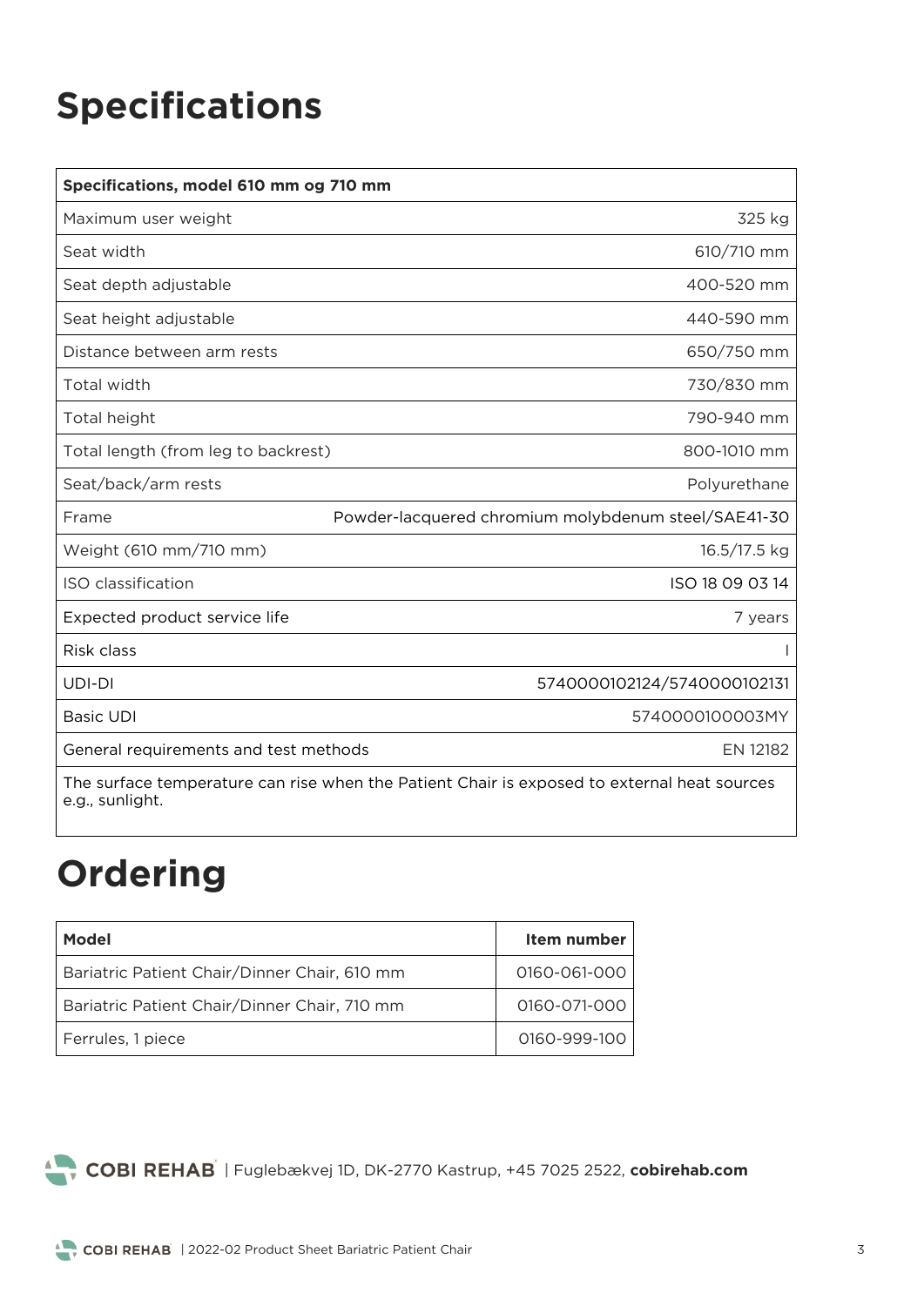# Specifications

| Specifications, model 610 mm og 710 mm | |
|---|---|
| Maximum user weight | 325 kg |
| Seat width | 610/710 mm |
| Seat depth adjustable | 400-520 mm |
| Seat height adjustable | 440-590 mm |
| Distance between arm rests | 650/750 mm |
| Total width | 730/830 mm |
| Total height | 790-940 mm |
| Total length (from leg to backrest) | 800-1010 mm |
| Seat/back/arm rests | Polyurethane |
| Frame | Powder-lacquered chromium molybdenum steel/SAE41-30 |
| Weight (610 mm/710 mm) | 16.5/17.5 kg |
| ISO classification | ISO 18 09 03 14 |
| Expected product service life | 7 years |
| Risk class | I |
| UDI-DI | 5740000102124/5740000102131 |
| Basic UDI | 5740000100003MY |
| General requirements and test methods | EN 12182 |
| The surface temperature can rise when the Patient Chair is exposed to external heat sources e.g., sunlight. | |

# Ordering

| Model | Item number |
|---|---|
| Bariatric Patient Chair/Dinner Chair, 610 mm | 0160-061-000 |
| Bariatric Patient Chair/Dinner Chair, 710 mm | 0160-071-000 |
| Ferrules, 1 piece | 0160-999-100 |

**COBI REHAB** | Fuglebækvej 1D, DK-2770 Kastrup, +45 7025 2522, **cobirehab.com**